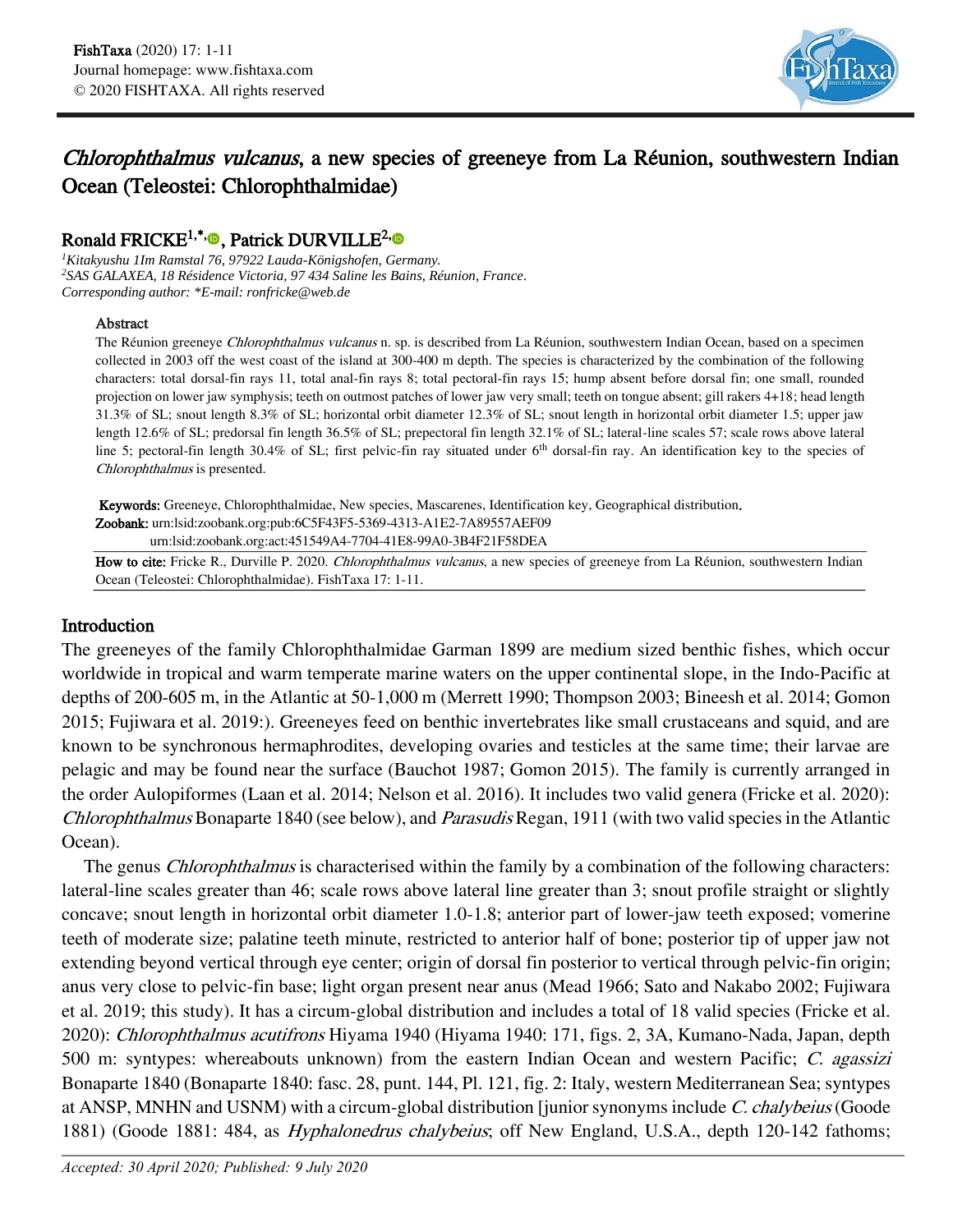# *Chlorophthalmus vulcanus*, a new species of greeneye from La Réunion, southwestern Indian Ocean (Teleostei: Chlorophthalmidae)

**Ronald FRICKE[1,*], Patrick DURVILLE[2]**

[1]*Kitakyushu 1Im Ramstal 76, 97922 Lauda-Königshofen, Germany.*
[2]*SAS GALAXEA, 18 Résidence Victoria, 97 434 Saline les Bains, Réunion, France.*
*Corresponding author: \*E-mail: ronfricke@web.de*

## Abstract

The Réunion greeneye *Chlorophthalmus vulcanus* n. sp. is described from La Réunion, southwestern Indian Ocean, based on a specimen collected in 2003 off the west coast of the island at 300-400 m depth. The species is characterized by the combination of the following characters: total dorsal-fin rays 11, total anal-fin rays 8; total pectoral-fin rays 15; hump absent before dorsal fin; one small, rounded projection on lower jaw symphysis; teeth on outmost patches of lower jaw very small; teeth on tongue absent; gill rakers 4+18; head length 31.3% of SL; snout length 8.3% of SL; horizontal orbit diameter 12.3% of SL; snout length in horizontal orbit diameter 1.5; upper jaw length 12.6% of SL; predorsal fin length 36.5% of SL; prepectoral fin length 32.1% of SL; lateral-line scales 57; scale rows above lateral line 5; pectoral-fin length 30.4% of SL; first pelvic-fin ray situated under 6th dorsal-fin ray. An identification key to the species of *Chlorophthalmus* is presented.

**Keywords:** Greeneye, Chlorophthalmidae, New species, Mascarenes, Identification key, Geographical distribution.
**Zoobank:** urn:lsid:zoobank.org:pub:6C5F43F5-5369-4313-A1E2-7A89557AEF09
urn:lsid:zoobank.org:act:451549A4-7704-41E8-99A0-3B4F21F58DEA

**How to cite:** Fricke R., Durville P. 2020. *Chlorophthalmus vulcanus*, a new species of greeneye from La Réunion, southwestern Indian Ocean (Teleostei: Chlorophthalmidae). FishTaxa 17: 1-11.

## Introduction

The greeneyes of the family Chlorophthalmidae Garman 1899 are medium sized benthic fishes, which occur worldwide in tropical and warm temperate marine waters on the upper continental slope, in the Indo-Pacific at depths of 200-605 m, in the Atlantic at 50-1,000 m (Merrett 1990; Thompson 2003; Bineesh et al. 2014; Gomon 2015; Fujiwara et al. 2019:). Greeneyes feed on benthic invertebrates like small crustaceans and squid, and are known to be synchronous hermaphrodites, developing ovaries and testicles at the same time; their larvae are pelagic and may be found near the surface (Bauchot 1987; Gomon 2015). The family is currently arranged in the order Aulopiformes (Laan et al. 2014; Nelson et al. 2016). It includes two valid genera (Fricke et al. 2020): *Chlorophthalmus* Bonaparte 1840 (see below), and *Parasudis* Regan, 1911 (with two valid species in the Atlantic Ocean).

The genus *Chlorophthalmus* is characterised within the family by a combination of the following characters: lateral-line scales greater than 46; scale rows above lateral line greater than 3; snout profile straight or slightly concave; snout length in horizontal orbit diameter 1.0-1.8; anterior part of lower-jaw teeth exposed; vomerine teeth of moderate size; palatine teeth minute, restricted to anterior half of bone; posterior tip of upper jaw not extending beyond vertical through eye center; origin of dorsal fin posterior to vertical through pelvic-fin origin; anus very close to pelvic-fin base; light organ present near anus (Mead 1966; Sato and Nakabo 2002; Fujiwara et al. 2019; this study). It has a circum-global distribution and includes a total of 18 valid species (Fricke et al. 2020): *Chlorophthalmus acutifrons* Hiyama 1940 (Hiyama 1940: 171, figs. 2, 3A, Kumano-Nada, Japan, depth 500 m: syntypes: whereabouts unknown) from the eastern Indian Ocean and western Pacific; *C. agassizi* Bonaparte 1840 (Bonaparte 1840: fasc. 28, punt. 144, Pl. 121, fig. 2: Italy, western Mediterranean Sea; syntypes at ANSP, MNHN and USNM) with a circum-global distribution [junior synonyms include *C. chalybeius* (Goode 1881) (Goode 1881: 484, as *Hyphalonedrus chalybeius*; off New England, U.S.A., depth 120-142 fathoms;

*Accepted: 30 April 2020; Published: 9 July 2020*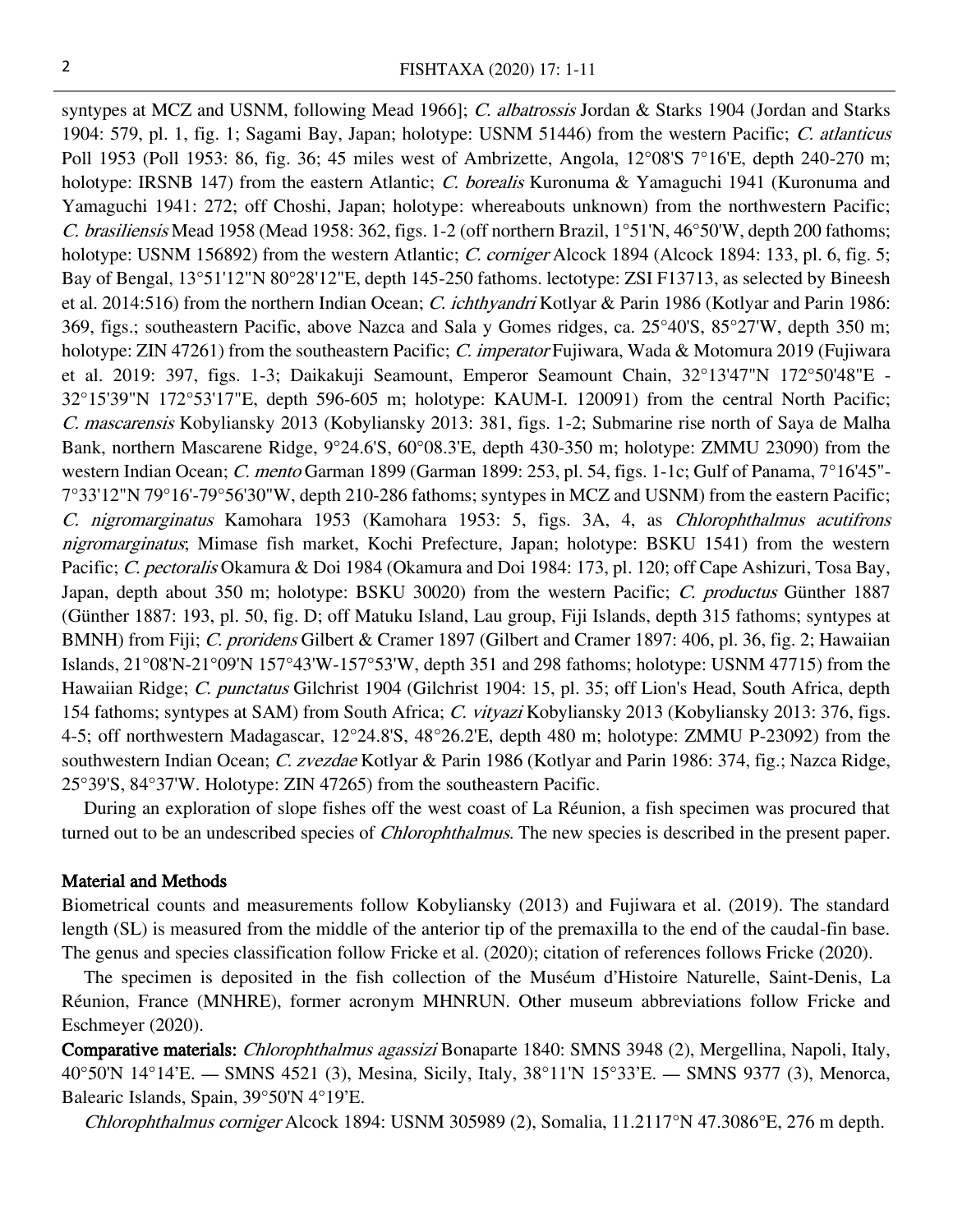syntypes at MCZ and USNM, following Mead 1966]; *C. albatrossis* Jordan & Starks 1904 (Jordan and Starks 1904: 579, pl. 1, fig. 1; Sagami Bay, Japan; holotype: USNM 51446) from the western Pacific; *C. atlanticus* Poll 1953 (Poll 1953: 86, fig. 36; 45 miles west of Ambrizette, Angola, 12°08'S 7°16'E, depth 240-270 m; holotype: IRSNB 147) from the eastern Atlantic; *C. borealis* Kuronuma & Yamaguchi 1941 (Kuronuma and Yamaguchi 1941: 272; off Choshi, Japan; holotype: whereabouts unknown) from the northwestern Pacific; *C. brasiliensis* Mead 1958 (Mead 1958: 362, figs. 1-2 (off northern Brazil, 1°51'N, 46°50'W, depth 200 fathoms; holotype: USNM 156892) from the western Atlantic; *C. corniger* Alcock 1894 (Alcock 1894: 133, pl. 6, fig. 5; Bay of Bengal, 13°51'12"N 80°28'12"E, depth 145-250 fathoms. lectotype: ZSI F13713, as selected by Bineesh et al. 2014:516) from the northern Indian Ocean; *C. ichthyandri* Kotlyar & Parin 1986 (Kotlyar and Parin 1986: 369, figs.; southeastern Pacific, above Nazca and Sala y Gomes ridges, ca. 25°40'S, 85°27'W, depth 350 m; holotype: ZIN 47261) from the southeastern Pacific; *C. imperator* Fujiwara, Wada & Motomura 2019 (Fujiwara et al. 2019: 397, figs. 1-3; Daikakuji Seamount, Emperor Seamount Chain, 32°13'47"N 172°50'48"E - 32°15'39"N 172°53'17"E, depth 596-605 m; holotype: KAUM-I. 120091) from the central North Pacific; *C. mascarensis* Kobyliansky 2013 (Kobyliansky 2013: 381, figs. 1-2; Submarine rise north of Saya de Malha Bank, northern Mascarene Ridge, 9°24.6'S, 60°08.3'E, depth 430-350 m; holotype: ZMMU 23090) from the western Indian Ocean; *C. mento* Garman 1899 (Garman 1899: 253, pl. 54, figs. 1-1c; Gulf of Panama, 7°16'45"-7°33'12"N 79°16'-79°56'30"W, depth 210-286 fathoms; syntypes in MCZ and USNM) from the eastern Pacific; *C. nigromarginatus* Kamohara 1953 (Kamohara 1953: 5, figs. 3A, 4, as *Chlorophthalmus acutifrons nigromarginatus*; Mimase fish market, Kochi Prefecture, Japan; holotype: BSKU 1541) from the western Pacific; *C. pectoralis* Okamura & Doi 1984 (Okamura and Doi 1984: 173, pl. 120; off Cape Ashizuri, Tosa Bay, Japan, depth about 350 m; holotype: BSKU 30020) from the western Pacific; *C. productus* Günther 1887 (Günther 1887: 193, pl. 50, fig. D; off Matuku Island, Lau group, Fiji Islands, depth 315 fathoms; syntypes at BMNH) from Fiji; *C. proridens* Gilbert & Cramer 1897 (Gilbert and Cramer 1897: 406, pl. 36, fig. 2; Hawaiian Islands, 21°08'N-21°09'N 157°43'W-157°53'W, depth 351 and 298 fathoms; holotype: USNM 47715) from the Hawaiian Ridge; *C. punctatus* Gilchrist 1904 (Gilchrist 1904: 15, pl. 35; off Lion's Head, South Africa, depth 154 fathoms; syntypes at SAM) from South Africa; *C. vityazi* Kobyliansky 2013 (Kobyliansky 2013: 376, figs. 4-5; off northwestern Madagascar, 12°24.8'S, 48°26.2'E, depth 480 m; holotype: ZMMU P-23092) from the southwestern Indian Ocean; *C. zvezdae* Kotlyar & Parin 1986 (Kotlyar and Parin 1986: 374, fig.; Nazca Ridge, 25°39'S, 84°37'W. Holotype: ZIN 47265) from the southeastern Pacific.

During an exploration of slope fishes off the west coast of La Réunion, a fish specimen was procured that turned out to be an undescribed species of *Chlorophthalmus*. The new species is described in the present paper.

## Material and Methods

Biometrical counts and measurements follow Kobyliansky (2013) and Fujiwara et al. (2019). The standard length (SL) is measured from the middle of the anterior tip of the premaxilla to the end of the caudal-fin base. The genus and species classification follow Fricke et al. (2020); citation of references follows Fricke (2020).

The specimen is deposited in the fish collection of the Muséum d'Histoire Naturelle, Saint-Denis, La Réunion, France (MNHRE), former acronym MHNRUN. Other museum abbreviations follow Fricke and Eschmeyer (2020).

**Comparative materials:** *Chlorophthalmus agassizi* Bonaparte 1840: SMNS 3948 (2), Mergellina, Napoli, Italy, 40°50'N 14°14'E. — SMNS 4521 (3), Mesina, Sicily, Italy, 38°11'N 15°33'E. — SMNS 9377 (3), Menorca, Balearic Islands, Spain, 39°50'N 4°19'E.

*Chlorophthalmus corniger* Alcock 1894: USNM 305989 (2), Somalia, 11.2117°N 47.3086°E, 276 m depth.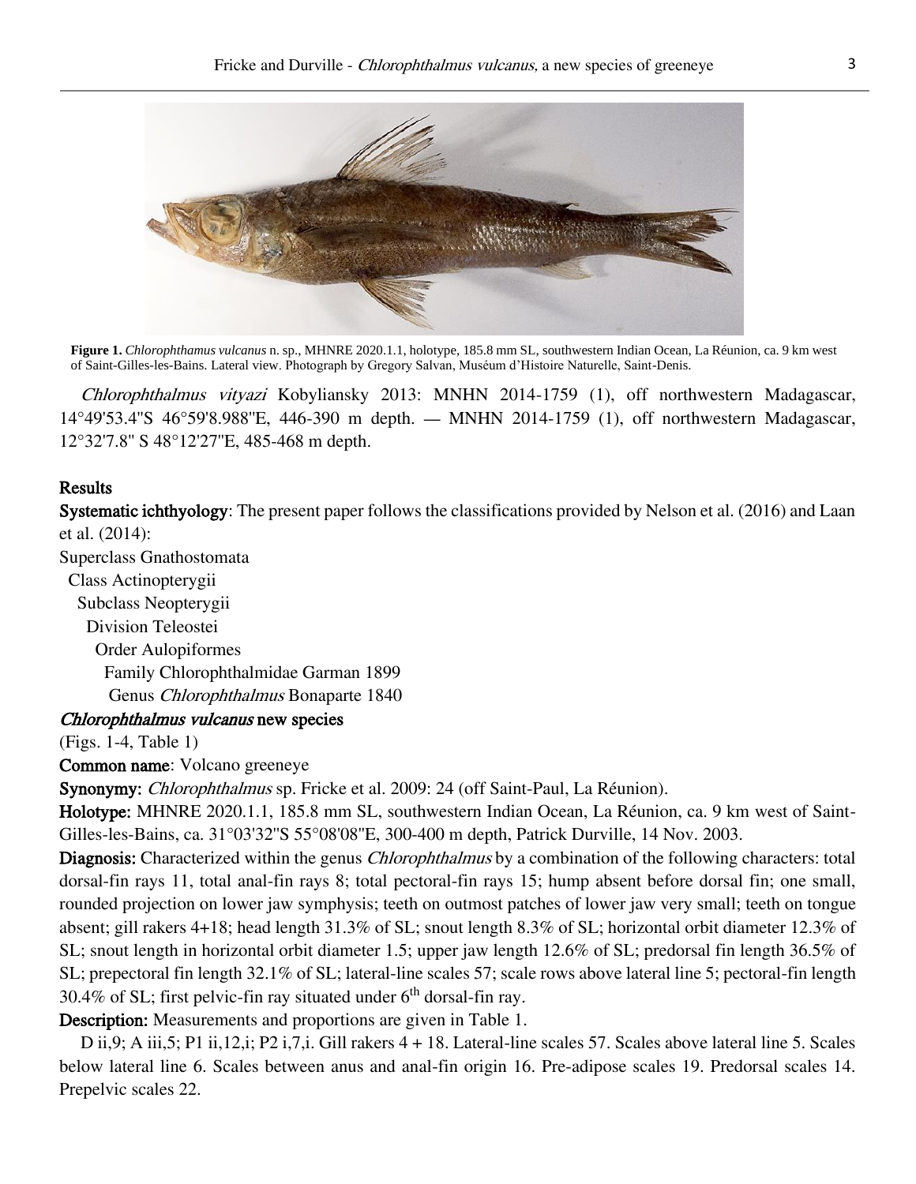**Figure 1.** *Chlorophthamus vulcanus* n. sp., MHNRE 2020.1.1, holotype, 185.8 mm SL, southwestern Indian Ocean, La Réunion, ca. 9 km west of Saint-Gilles-les-Bains. Lateral view. Photograph by Gregory Salvan, Muséum d'Histoire Naturelle, Saint-Denis.

*Chlorophthalmus vityazi* Kobyliansky 2013: MNHN 2014-1759 (1), off northwestern Madagascar, 14°49'53.4"S 46°59'8.988"E, 446-390 m depth. — MNHN 2014-1759 (1), off northwestern Madagascar, 12°32'7.8" S 48°12'27"E, 485-468 m depth.

## Results

**Systematic ichthyology**: The present paper follows the classifications provided by Nelson et al. (2016) and Laan et al. (2014):

Superclass Gnathostomata
  Class Actinopterygii
    Subclass Neopterygii
      Division Teleostei
        Order Aulopiformes
          Family Chlorophthalmidae Garman 1899
            Genus *Chlorophthalmus* Bonaparte 1840

### *Chlorophthalmus vulcanus* new species

(Figs. 1-4, Table 1)

**Common name**: Volcano greeneye

**Synonymy:** *Chlorophthalmus* sp. Fricke et al. 2009: 24 (off Saint-Paul, La Réunion).

**Holotype:** MHNRE 2020.1.1, 185.8 mm SL, southwestern Indian Ocean, La Réunion, ca. 9 km west of Saint-Gilles-les-Bains, ca. 31°03'32"S 55°08'08"E, 300-400 m depth, Patrick Durville, 14 Nov. 2003.

**Diagnosis:** Characterized within the genus *Chlorophthalmus* by a combination of the following characters: total dorsal-fin rays 11, total anal-fin rays 8; total pectoral-fin rays 15; hump absent before dorsal fin; one small, rounded projection on lower jaw symphysis; teeth on outmost patches of lower jaw very small; teeth on tongue absent; gill rakers 4+18; head length 31.3% of SL; snout length 8.3% of SL; horizontal orbit diameter 12.3% of SL; snout length in horizontal orbit diameter 1.5; upper jaw length 12.6% of SL; predorsal fin length 36.5% of SL; prepectoral fin length 32.1% of SL; lateral-line scales 57; scale rows above lateral line 5; pectoral-fin length 30.4% of SL; first pelvic-fin ray situated under 6th dorsal-fin ray.

**Description:** Measurements and proportions are given in Table 1.

D ii,9; A iii,5; P1 ii,12,i; P2 i,7,i. Gill rakers 4 + 18. Lateral-line scales 57. Scales above lateral line 5. Scales below lateral line 6. Scales between anus and anal-fin origin 16. Pre-adipose scales 19. Predorsal scales 14. Prepelvic scales 22.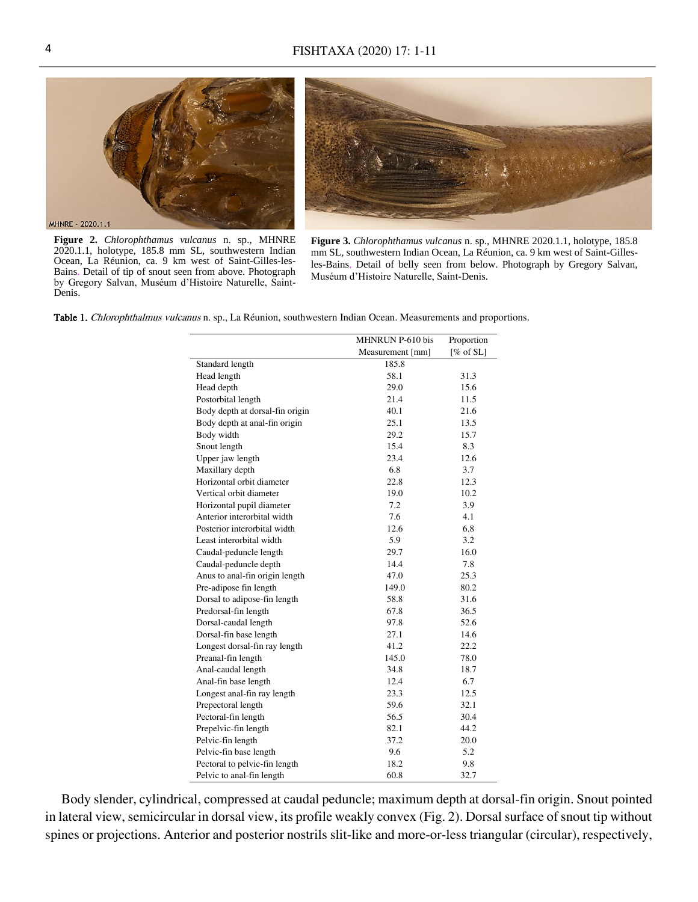**Figure 2.** *Chlorophthamus vulcanus* n. sp., MHNRE 2020.1.1, holotype, 185.8 mm SL, southwestern Indian Ocean, La Réunion, ca. 9 km west of Saint-Gilles-les-Bains. Detail of tip of snout seen from above. Photograph by Gregory Salvan, Muséum d'Histoire Naturelle, Saint-Denis.

**Figure 3.** *Chlorophthamus vulcanus* n. sp., MHNRE 2020.1.1, holotype, 185.8 mm SL, southwestern Indian Ocean, La Réunion, ca. 9 km west of Saint-Gilles-les-Bains. Detail of belly seen from below. Photograph by Gregory Salvan, Muséum d'Histoire Naturelle, Saint-Denis.

**Table 1.** *Chlorophthalmus vulcanus* n. sp., La Réunion, southwestern Indian Ocean. Measurements and proportions.

| | MHNRUN P-610 bis Measurement [mm] | Proportion [% of SL] |
|---|---|---|
| Standard length | 185.8 | |
| Head length | 58.1 | 31.3 |
| Head depth | 29.0 | 15.6 |
| Postorbital length | 21.4 | 11.5 |
| Body depth at dorsal-fin origin | 40.1 | 21.6 |
| Body depth at anal-fin origin | 25.1 | 13.5 |
| Body width | 29.2 | 15.7 |
| Snout length | 15.4 | 8.3 |
| Upper jaw length | 23.4 | 12.6 |
| Maxillary depth | 6.8 | 3.7 |
| Horizontal orbit diameter | 22.8 | 12.3 |
| Vertical orbit diameter | 19.0 | 10.2 |
| Horizontal pupil diameter | 7.2 | 3.9 |
| Anterior interorbital width | 7.6 | 4.1 |
| Posterior interorbital width | 12.6 | 6.8 |
| Least interorbital width | 5.9 | 3.2 |
| Caudal-peduncle length | 29.7 | 16.0 |
| Caudal-peduncle depth | 14.4 | 7.8 |
| Anus to anal-fin origin length | 47.0 | 25.3 |
| Pre-adipose fin length | 149.0 | 80.2 |
| Dorsal to adipose-fin length | 58.8 | 31.6 |
| Predorsal-fin length | 67.8 | 36.5 |
| Dorsal-caudal length | 97.8 | 52.6 |
| Dorsal-fin base length | 27.1 | 14.6 |
| Longest dorsal-fin ray length | 41.2 | 22.2 |
| Preanal-fin length | 145.0 | 78.0 |
| Anal-caudal length | 34.8 | 18.7 |
| Anal-fin base length | 12.4 | 6.7 |
| Longest anal-fin ray length | 23.3 | 12.5 |
| Prepectoral length | 59.6 | 32.1 |
| Pectoral-fin length | 56.5 | 30.4 |
| Prepelvic-fin length | 82.1 | 44.2 |
| Pelvic-fin length | 37.2 | 20.0 |
| Pelvic-fin base length | 9.6 | 5.2 |
| Pectoral to pelvic-fin length | 18.2 | 9.8 |
| Pelvic to anal-fin length | 60.8 | 32.7 |

Body slender, cylindrical, compressed at caudal peduncle; maximum depth at dorsal-fin origin. Snout pointed in lateral view, semicircular in dorsal view, its profile weakly convex (Fig. 2). Dorsal surface of snout tip without spines or projections. Anterior and posterior nostrils slit-like and more-or-less triangular (circular), respectively,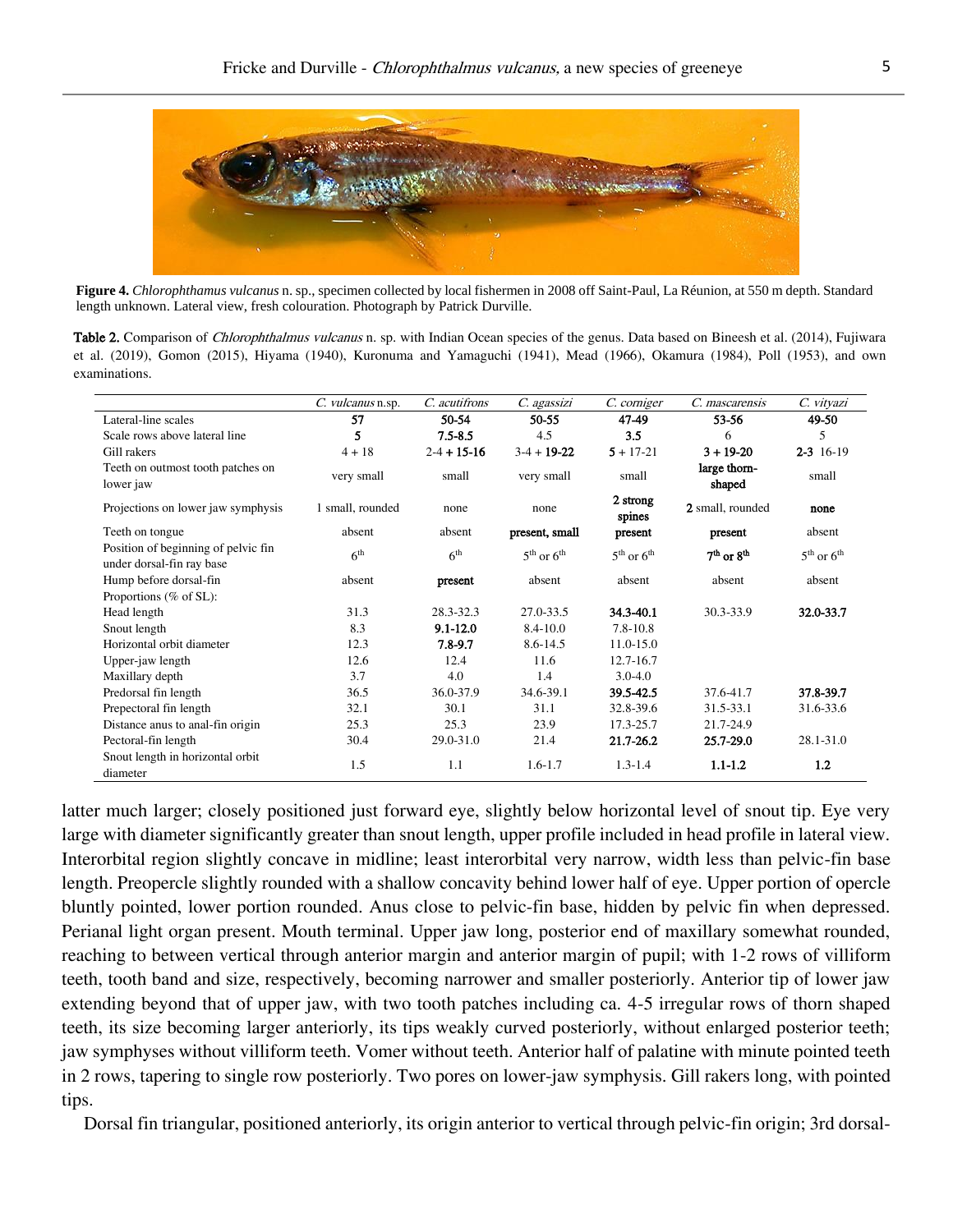**Figure 4.** *Chlorophthamus vulcanus* n. sp., specimen collected by local fishermen in 2008 off Saint-Paul, La Réunion, at 550 m depth. Standard length unknown. Lateral view, fresh colouration. Photograph by Patrick Durville.

**Table 2.** Comparison of *Chlorophthalmus vulcanus* n. sp. with Indian Ocean species of the genus. Data based on Bineesh et al. (2014), Fujiwara et al. (2019), Gomon (2015), Hiyama (1940), Kuronuma and Yamaguchi (1941), Mead (1966), Okamura (1984), Poll (1953), and own examinations.

| | *C. vulcanus* n.sp. | *C. acutifrons* | *C. agassizi* | *C. corniger* | *C. mascarensis* | *C. vityazi* |
|---|---|---|---|---|---|---|
| Lateral-line scales | **57** | **50-54** | 50-55 | **47-49** | 53-56 | **49-50** |
| Scale rows above lateral line | **5** | **7.5-8.5** | 4.5 | **3.5** | 6 | 5 |
| Gill rakers | 4 + 18 | 2-4 + **15-16** | 3-4 + **19-22** | **5** + 17-21 | **3** + **19-20** | **2-3** 16-19 |
| Teeth on outmost tooth patches on lower jaw | very small | small | very small | small | **large thorn-shaped** | small |
| Projections on lower jaw symphysis | 1 small, rounded | none | none | **2 strong spines** | **2** small, rounded | **none** |
| Teeth on tongue | absent | absent | **present, small** | **present** | **present** | absent |
| Position of beginning of pelvic fin under dorsal-fin ray base | 6th | 6th | 5th or 6th | 5th or 6th | **7th or 8th** | 5th or 6th |
| Hump before dorsal-fin | absent | **present** | absent | absent | absent | absent |
| Proportions (% of SL): | | | | | | |
| Head length | 31.3 | 28.3-32.3 | 27.0-33.5 | **34.3-40.1** | 30.3-33.9 | **32.0-33.7** |
| Snout length | 8.3 | **9.1-12.0** | 8.4-10.0 | 7.8-10.8 | | |
| Horizontal orbit diameter | 12.3 | **7.8-9.7** | 8.6-14.5 | 11.0-15.0 | | |
| Upper-jaw length | 12.6 | 12.4 | 11.6 | 12.7-16.7 | | |
| Maxillary depth | 3.7 | 4.0 | 1.4 | 3.0-4.0 | | |
| Predorsal fin length | 36.5 | 36.0-37.9 | 34.6-39.1 | **39.5-42.5** | 37.6-41.7 | **37.8-39.7** |
| Prepectoral fin length | 32.1 | 30.1 | 31.1 | 32.8-39.6 | 31.5-33.1 | 31.6-33.6 |
| Distance anus to anal-fin origin | 25.3 | 25.3 | 23.9 | 17.3-25.7 | 21.7-24.9 | |
| Pectoral-fin length | 30.4 | 29.0-31.0 | 21.4 | **21.7-26.2** | **25.7-29.0** | 28.1-31.0 |
| Snout length in horizontal orbit diameter | 1.5 | 1.1 | 1.6-1.7 | 1.3-1.4 | **1.1-1.2** | **1.2** |

latter much larger; closely positioned just forward eye, slightly below horizontal level of snout tip. Eye very large with diameter significantly greater than snout length, upper profile included in head profile in lateral view. Interorbital region slightly concave in midline; least interorbital very narrow, width less than pelvic-fin base length. Preopercle slightly rounded with a shallow concavity behind lower half of eye. Upper portion of opercle bluntly pointed, lower portion rounded. Anus close to pelvic-fin base, hidden by pelvic fin when depressed. Perianal light organ present. Mouth terminal. Upper jaw long, posterior end of maxillary somewhat rounded, reaching to between vertical through anterior margin and anterior margin of pupil; with 1-2 rows of villiform teeth, tooth band and size, respectively, becoming narrower and smaller posteriorly. Anterior tip of lower jaw extending beyond that of upper jaw, with two tooth patches including ca. 4-5 irregular rows of thorn shaped teeth, its size becoming larger anteriorly, its tips weakly curved posteriorly, without enlarged posterior teeth; jaw symphyses without villiform teeth. Vomer without teeth. Anterior half of palatine with minute pointed teeth in 2 rows, tapering to single row posteriorly. Two pores on lower-jaw symphysis. Gill rakers long, with pointed tips.

Dorsal fin triangular, positioned anteriorly, its origin anterior to vertical through pelvic-fin origin; 3rd dorsal-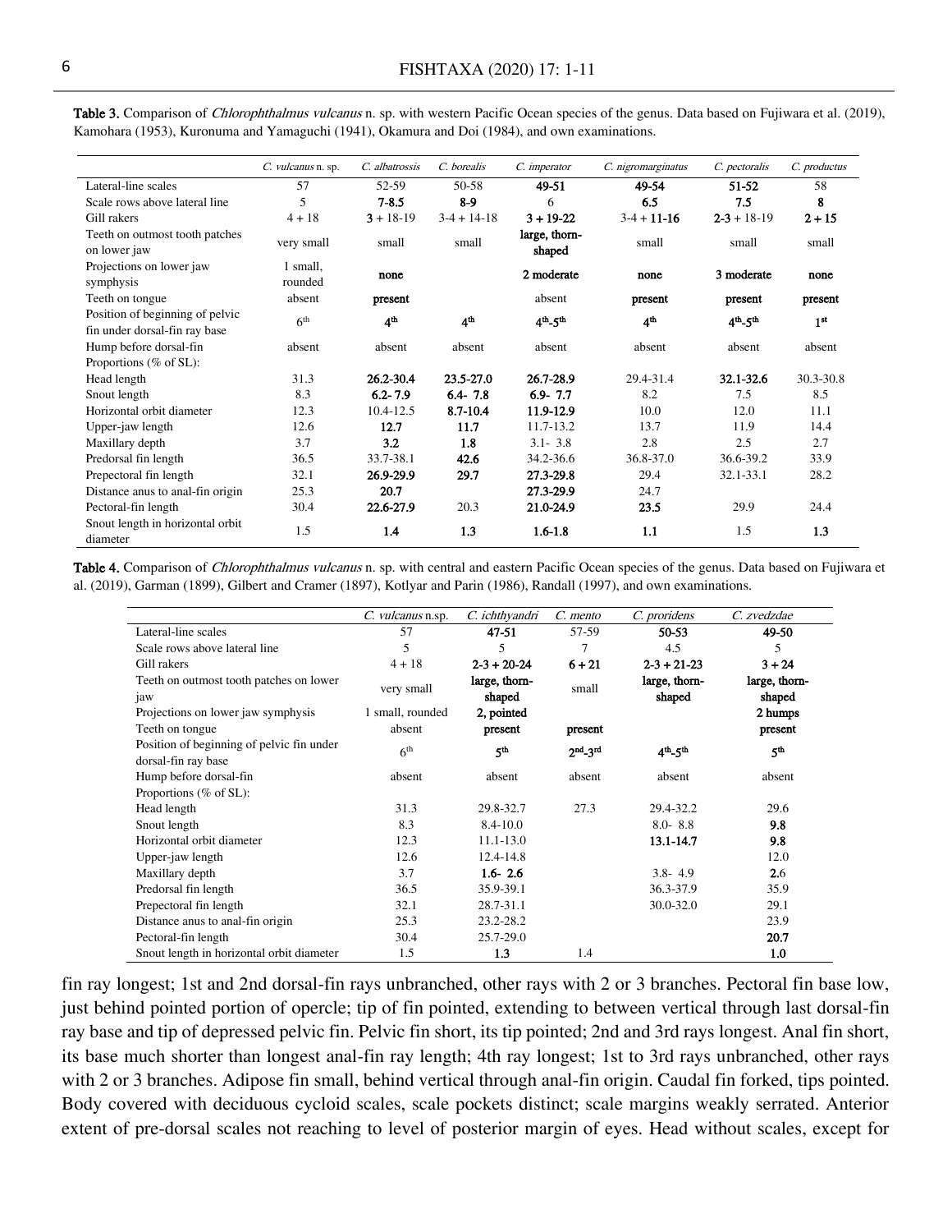**Table 3.** Comparison of *Chlorophthalmus vulcanus* n. sp. with western Pacific Ocean species of the genus. Data based on Fujiwara et al. (2019), Kamohara (1953), Kuronuma and Yamaguchi (1941), Okamura and Doi (1984), and own examinations.

| | *C. vulcanus* n. sp. | *C. albatrossis* | *C. borealis* | *C. imperator* | *C. nigromarginatus* | *C. pectoralis* | *C. productus* |
|---|---|---|---|---|---|---|---|
| Lateral-line scales | 57 | 52-59 | 50-58 | **49-51** | **49-54** | **51-52** | 58 |
| Scale rows above lateral line | 5 | **7-8.5** | **8-9** | 6 | **6.5** | **7.5** | **8** |
| Gill rakers | 4 + 18 | **3** + 18-19 | 3-4 + 14-18 | **3 + 19-22** | 3-4 + **11-16** | **2-3** + 18-19 | **2 + 15** |
| Teeth on outmost tooth patches on lower jaw | very small | small | small | **large, thorn-shaped** | small | small | small |
| Projections on lower jaw symphysis | 1 small, rounded | **none** | | **2 moderate** | **none** | **3 moderate** | **none** |
| Teeth on tongue | absent | **present** | | absent | **present** | **present** | **present** |
| Position of beginning of pelvic fin under dorsal-fin ray base | 6th | **4th** | **4th** | **4th-5th** | **4th** | **4th-5th** | **1st** |
| Hump before dorsal-fin | absent | absent | absent | absent | absent | absent | absent |
| Proportions (% of SL): | | | | | | | |
| Head length | 31.3 | **26.2-30.4** | **23.5-27.0** | **26.7-28.9** | 29.4-31.4 | **32.1-32.6** | 30.3-30.8 |
| Snout length | 8.3 | **6.2- 7.9** | **6.4- 7.8** | **6.9- 7.7** | 8.2 | 7.5 | 8.5 |
| Horizontal orbit diameter | 12.3 | 10.4-12.5 | **8.7-10.4** | **11.9-12.9** | 10.0 | 12.0 | 11.1 |
| Upper-jaw length | 12.6 | **12.7** | **11.7** | 11.7-13.2 | 13.7 | 11.9 | 14.4 |
| Maxillary depth | 3.7 | **3.2** | **1.8** | 3.1- 3.8 | 2.8 | 2.5 | 2.7 |
| Predorsal fin length | 36.5 | 33.7-38.1 | **42.6** | 34.2-36.6 | 36.8-37.0 | 36.6-39.2 | 33.9 |
| Prepectoral fin length | 32.1 | **26.9-29.9** | **29.7** | 27.3-29.8 | 29.4 | 32.1-33.1 | 28.2 |
| Distance anus to anal-fin origin | 25.3 | **20.7** | | **27.3-29.9** | 24.7 | | |
| Pectoral-fin length | 30.4 | **22.6-27.9** | 20.3 | **21.0-24.9** | **23.5** | 29.9 | 24.4 |
| Snout length in horizontal orbit diameter | 1.5 | **1.4** | **1.3** | **1.6-1.8** | **1.1** | 1.5 | **1.3** |

**Table 4.** Comparison of *Chlorophthalmus vulcanus* n. sp. with central and eastern Pacific Ocean species of the genus. Data based on Fujiwara et al. (2019), Garman (1899), Gilbert and Cramer (1897), Kotlyar and Parin (1986), Randall (1997), and own examinations.

| | *C. vulcanus* n.sp. | *C. ichthyandri* | *C. mento* | *C. proridens* | *C. zvedzdae* |
|---|---|---|---|---|---|
| Lateral-line scales | 57 | **47-51** | 57-59 | **50-53** | **49-50** |
| Scale rows above lateral line | 5 | 5 | 7 | 4.5 | 5 |
| Gill rakers | 4 + 18 | **2-3 + 20-24** | **6 + 21** | **2-3 + 21-23** | **3 + 24** |
| Teeth on outmost tooth patches on lower jaw | very small | **large, thorn-shaped** | small | **large, thorn-shaped** | **large, thorn-shaped** |
| Projections on lower jaw symphysis | 1 small, rounded | **2, pointed** | | | **2 humps** |
| Teeth on tongue | absent | **present** | **present** | | **present** |
| Position of beginning of pelvic fin under dorsal-fin ray base | 6th | **5th** | **2nd-3rd** | **4th-5th** | **5th** |
| Hump before dorsal-fin | absent | absent | absent | absent | absent |
| Proportions (% of SL): | | | | | |
| Head length | 31.3 | 29.8-32.7 | 27.3 | 29.4-32.2 | 29.6 |
| Snout length | 8.3 | 8.4-10.0 | | 8.0- 8.8 | **9.8** |
| Horizontal orbit diameter | 12.3 | 11.1-13.0 | | **13.1-14.7** | **9.8** |
| Upper-jaw length | 12.6 | 12.4-14.8 | | | 12.0 |
| Maxillary depth | 3.7 | **1.6- 2.6** | | 3.8- 4.9 | **2.6** |
| Predorsal fin length | 36.5 | 35.9-39.1 | | 36.3-37.9 | 35.9 |
| Prepectoral fin length | 32.1 | 28.7-31.1 | | 30.0-32.0 | 29.1 |
| Distance anus to anal-fin origin | 25.3 | 23.2-28.2 | | | 23.9 |
| Pectoral-fin length | 30.4 | 25.7-29.0 | | | **20.7** |
| Snout length in horizontal orbit diameter | 1.5 | **1.3** | 1.4 | | **1.0** |

fin ray longest; 1st and 2nd dorsal-fin rays unbranched, other rays with 2 or 3 branches. Pectoral fin base low, just behind pointed portion of opercle; tip of fin pointed, extending to between vertical through last dorsal-fin ray base and tip of depressed pelvic fin. Pelvic fin short, its tip pointed; 2nd and 3rd rays longest. Anal fin short, its base much shorter than longest anal-fin ray length; 4th ray longest; 1st to 3rd rays unbranched, other rays with 2 or 3 branches. Adipose fin small, behind vertical through anal-fin origin. Caudal fin forked, tips pointed. Body covered with deciduous cycloid scales, scale pockets distinct; scale margins weakly serrated. Anterior extent of pre-dorsal scales not reaching to level of posterior margin of eyes. Head without scales, except for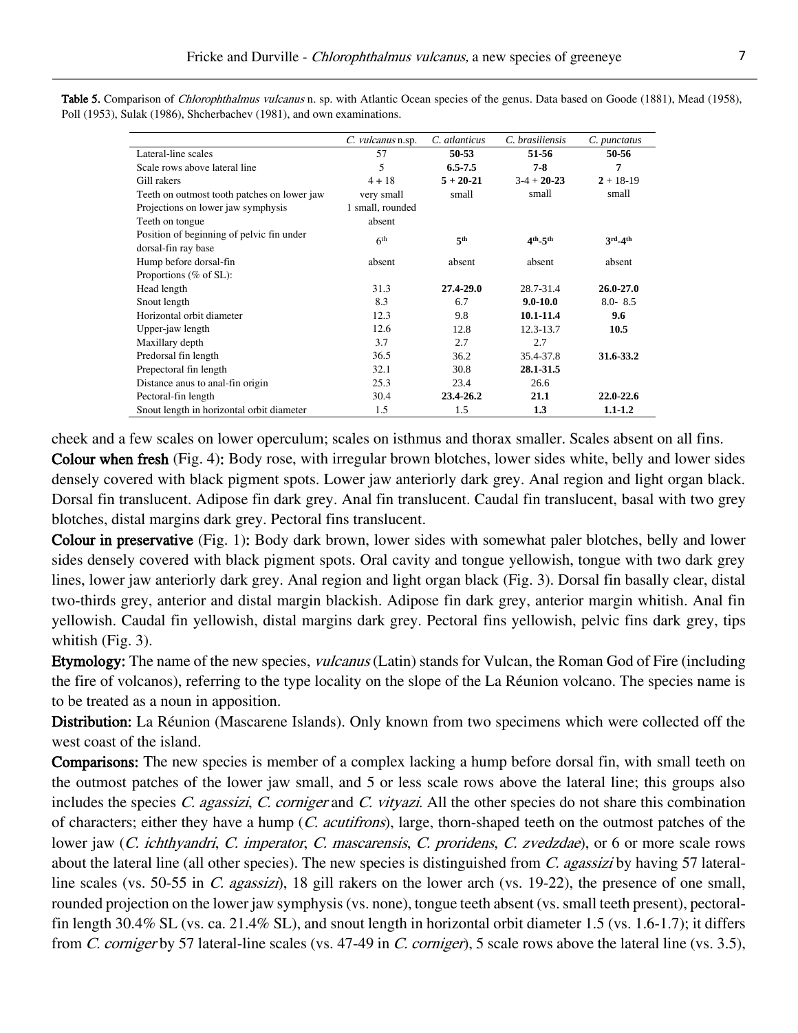**Table 5.** Comparison of *Chlorophthalmus vulcanus* n. sp. with Atlantic Ocean species of the genus. Data based on Goode (1881), Mead (1958), Poll (1953), Sulak (1986), Shcherbachev (1981), and own examinations.

| | *C. vulcanus* n.sp. | *C. atlanticus* | *C. brasiliensis* | *C. punctatus* |
|---|---|---|---|---|
| Lateral-line scales | 57 | **50-53** | **51-56** | **50-56** |
| Scale rows above lateral line | 5 | **6.5-7.5** | **7-8** | **7** |
| Gill rakers | 4 + 18 | **5 + 20-21** | 3-4 + **20-23** | **2** + 18-19 |
| Teeth on outmost tooth patches on lower jaw | very small | small | small | small |
| Projections on lower jaw symphysis | 1 small, rounded | | | |
| Teeth on tongue | absent | | | |
| Position of beginning of pelvic fin under dorsal-fin ray base | 6th | **5th** | **4th-5th** | **3rd-4th** |
| Hump before dorsal-fin | absent | absent | absent | absent |
| Proportions (% of SL): | | | | |
| Head length | 31.3 | **27.4-29.0** | 28.7-31.4 | **26.0-27.0** |
| Snout length | 8.3 | 6.7 | **9.0-10.0** | 8.0- 8.5 |
| Horizontal orbit diameter | 12.3 | 9.8 | **10.1-11.4** | **9.6** |
| Upper-jaw length | 12.6 | 12.8 | 12.3-13.7 | **10.5** |
| Maxillary depth | 3.7 | 2.7 | 2.7 | |
| Predorsal fin length | 36.5 | 36.2 | 35.4-37.8 | **31.6-33.2** |
| Prepectoral fin length | 32.1 | 30.8 | **28.1-31.5** | |
| Distance anus to anal-fin origin | 25.3 | 23.4 | 26.6 | |
| Pectoral-fin length | 30.4 | **23.4-26.2** | **21.1** | **22.0-22.6** |
| Snout length in horizontal orbit diameter | 1.5 | 1.5 | **1.3** | **1.1-1.2** |

cheek and a few scales on lower operculum; scales on isthmus and thorax smaller. Scales absent on all fins.

**Colour when fresh** (Fig. 4)**:** Body rose, with irregular brown blotches, lower sides white, belly and lower sides densely covered with black pigment spots. Lower jaw anteriorly dark grey. Anal region and light organ black. Dorsal fin translucent. Adipose fin dark grey. Anal fin translucent. Caudal fin translucent, basal with two grey blotches, distal margins dark grey. Pectoral fins translucent.

**Colour in preservative** (Fig. 1)**:** Body dark brown, lower sides with somewhat paler blotches, belly and lower sides densely covered with black pigment spots. Oral cavity and tongue yellowish, tongue with two dark grey lines, lower jaw anteriorly dark grey. Anal region and light organ black (Fig. 3). Dorsal fin basally clear, distal two-thirds grey, anterior and distal margin blackish. Adipose fin dark grey, anterior margin whitish. Anal fin yellowish. Caudal fin yellowish, distal margins dark grey. Pectoral fins yellowish, pelvic fins dark grey, tips whitish (Fig. 3).

**Etymology:** The name of the new species, *vulcanus* (Latin) stands for Vulcan, the Roman God of Fire (including the fire of volcanos), referring to the type locality on the slope of the La Réunion volcano. The species name is to be treated as a noun in apposition.

**Distribution:** La Réunion (Mascarene Islands). Only known from two specimens which were collected off the west coast of the island.

**Comparisons:** The new species is member of a complex lacking a hump before dorsal fin, with small teeth on the outmost patches of the lower jaw small, and 5 or less scale rows above the lateral line; this groups also includes the species *C. agassizi*, *C. corniger* and *C. vityazi*. All the other species do not share this combination of characters; either they have a hump (*C. acutifrons*), large, thorn-shaped teeth on the outmost patches of the lower jaw (*C. ichthyandri*, *C. imperator*, *C. mascarensis*, *C. proridens*, *C. zvedzdae*), or 6 or more scale rows about the lateral line (all other species). The new species is distinguished from *C. agassizi* by having 57 lateral-line scales (vs. 50-55 in *C. agassizi*), 18 gill rakers on the lower arch (vs. 19-22), the presence of one small, rounded projection on the lower jaw symphysis (vs. none), tongue teeth absent (vs. small teeth present), pectoral-fin length 30.4% SL (vs. ca. 21.4% SL), and snout length in horizontal orbit diameter 1.5 (vs. 1.6-1.7); it differs from *C. corniger* by 57 lateral-line scales (vs. 47-49 in *C. corniger*), 5 scale rows above the lateral line (vs. 3.5),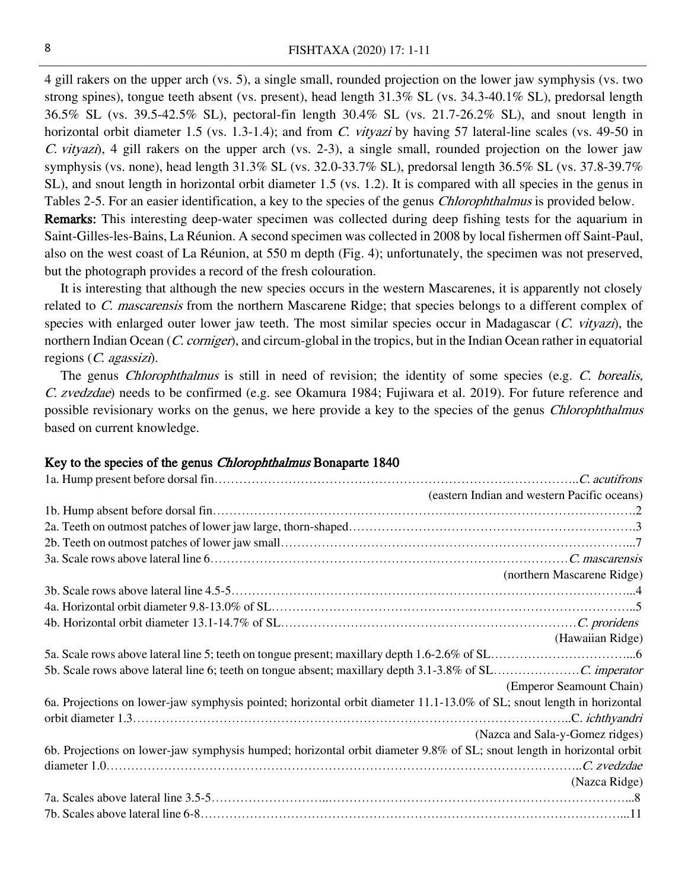4 gill rakers on the upper arch (vs. 5), a single small, rounded projection on the lower jaw symphysis (vs. two strong spines), tongue teeth absent (vs. present), head length 31.3% SL (vs. 34.3-40.1% SL), predorsal length 36.5% SL (vs. 39.5-42.5% SL), pectoral-fin length 30.4% SL (vs. 21.7-26.2% SL), and snout length in horizontal orbit diameter 1.5 (vs. 1.3-1.4); and from *C. vityazi* by having 57 lateral-line scales (vs. 49-50 in *C. vityazi*), 4 gill rakers on the upper arch (vs. 2-3), a single small, rounded projection on the lower jaw symphysis (vs. none), head length 31.3% SL (vs. 32.0-33.7% SL), predorsal length 36.5% SL (vs. 37.8-39.7% SL), and snout length in horizontal orbit diameter 1.5 (vs. 1.2). It is compared with all species in the genus in Tables 2-5. For an easier identification, a key to the species of the genus *Chlorophthalmus* is provided below.

**Remarks:** This interesting deep-water specimen was collected during deep fishing tests for the aquarium in Saint-Gilles-les-Bains, La Réunion. A second specimen was collected in 2008 by local fishermen off Saint-Paul, also on the west coast of La Réunion, at 550 m depth (Fig. 4); unfortunately, the specimen was not preserved, but the photograph provides a record of the fresh colouration.

It is interesting that although the new species occurs in the western Mascarenes, it is apparently not closely related to *C. mascarensis* from the northern Mascarene Ridge; that species belongs to a different complex of species with enlarged outer lower jaw teeth. The most similar species occur in Madagascar (*C. vityazi*), the northern Indian Ocean (*C. corniger*), and circum-global in the tropics, but in the Indian Ocean rather in equatorial regions (*C. agassizi*).

The genus *Chlorophthalmus* is still in need of revision; the identity of some species (e.g. *C. borealis, C. zvedzdae*) needs to be confirmed (e.g. see Okamura 1984; Fujiwara et al. 2019). For future reference and possible revisionary works on the genus, we here provide a key to the species of the genus *Chlorophthalmus* based on current knowledge.

## Key to the species of the genus *Chlorophthalmus* Bonaparte 1840

1a. Hump present before dorsal fin……*C. acutifrons*
(eastern Indian and western Pacific oceans)

1b. Hump absent before dorsal fin……2

2a. Teeth on outmost patches of lower jaw large, thorn-shaped……3

2b. Teeth on outmost patches of lower jaw small……7

3a. Scale rows above lateral line 6……*C. mascarensis*
(northern Mascarene Ridge)

3b. Scale rows above lateral line 4.5-5……4

4a. Horizontal orbit diameter 9.8-13.0% of SL……5

4b. Horizontal orbit diameter 13.1-14.7% of SL……*C. proridens*
(Hawaiian Ridge)

5a. Scale rows above lateral line 5; teeth on tongue present; maxillary depth 1.6-2.6% of SL……6

5b. Scale rows above lateral line 6; teeth on tongue absent; maxillary depth 3.1-3.8% of SL……*C. imperator*
(Emperor Seamount Chain)

6a. Projections on lower-jaw symphysis pointed; horizontal orbit diameter 11.1-13.0% of SL; snout length in horizontal orbit diameter 1.3……C. *ichthyandri*
(Nazca and Sala-y-Gomez ridges)

6b. Projections on lower-jaw symphysis humped; horizontal orbit diameter 9.8% of SL; snout length in horizontal orbit diameter 1.0……*C. zvedzdae*
(Nazca Ridge)

7a. Scales above lateral line 3.5-5……8

7b. Scales above lateral line 6-8……11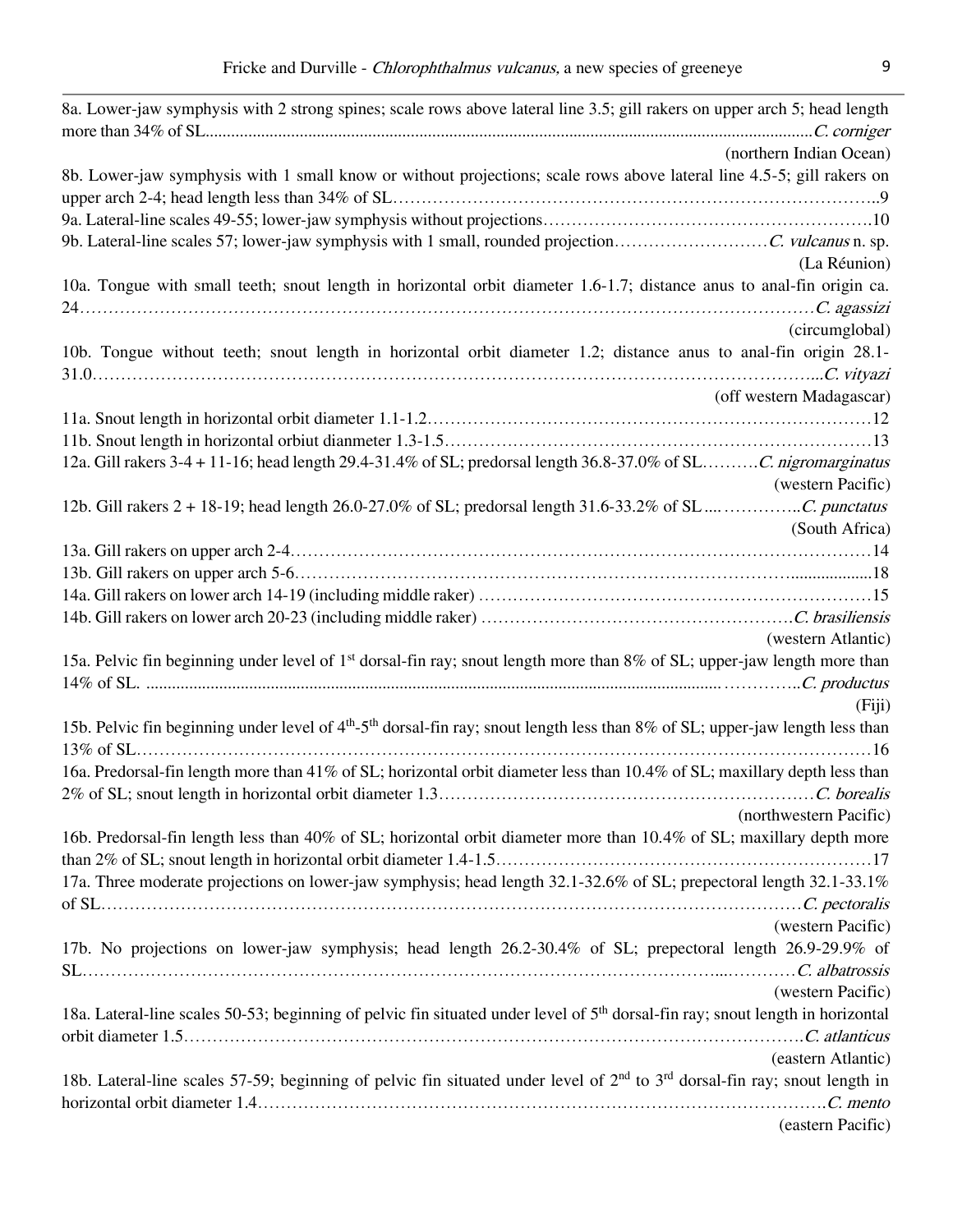8a. Lower-jaw symphysis with 2 strong spines; scale rows above lateral line 3.5; gill rakers on upper arch 5; head length more than 34% of SL............................................................................................................................................*C. corniger*
(northern Indian Ocean)

8b. Lower-jaw symphysis with 1 small know or without projections; scale rows above lateral line 4.5-5; gill rakers on upper arch 2-4; head length less than 34% of SL……………………………………………………………………………..9

9a. Lateral-line scales 49-55; lower-jaw symphysis without projections………………………………………………….10

9b. Lateral-line scales 57; lower-jaw symphysis with 1 small, rounded projection………………………*C. vulcanus* n. sp.
(La Réunion)

10a. Tongue with small teeth; snout length in horizontal orbit diameter 1.6-1.7; distance anus to anal-fin origin ca. 24……………………………………………………………………………………………………………………*C. agassizi*
(circumglobal)

10b. Tongue without teeth; snout length in horizontal orbit diameter 1.2; distance anus to anal-fin origin 28.1-31.0…………………………………………………………………………………………………………………..*C. vityazi*
(off western Madagascar)

11a. Snout length in horizontal orbit diameter 1.1-1.2……………………………………………………………………12

11b. Snout length in horizontal orbiut dianmeter 1.3-1.5…………………………………………………………………13

12a. Gill rakers 3-4 + 11-16; head length 29.4-31.4% of SL; predorsal length 36.8-37.0% of SL……….*C. nigromarginatus*
(western Pacific)

12b. Gill rakers 2 + 18-19; head length 26.0-27.0% of SL; predorsal length 31.6-33.2% of SL .... …………..*C. punctatus*
(South Africa)

13a. Gill rakers on upper arch 2-4……………………………………………………………………………………………14

13b. Gill rakers on upper arch 5-6…………………………………………………………………………....................18

14a. Gill rakers on lower arch 14-19 (including middle raker) ……………………………………………………………15

14b. Gill rakers on lower arch 20-23 (including middle raker) ………………………………………………*C. brasiliensis*
(western Atlantic)

15a. Pelvic fin beginning under level of 1st dorsal-fin ray; snout length more than 8% of SL; upper-jaw length more than 14% of SL. ...................................................................................................................................…………..*C. productus*
(Fiji)

15b. Pelvic fin beginning under level of 4th-5th dorsal-fin ray; snout length less than 8% of SL; upper-jaw length less than 13% of SL……………………………………………………………………………………………………………16

16a. Predorsal-fin length more than 41% of SL; horizontal orbit diameter less than 10.4% of SL; maxillary depth less than 2% of SL; snout length in horizontal orbit diameter 1.3…………………………………………………………*C. borealis*
(northwestern Pacific)

16b. Predorsal-fin length less than 40% of SL; horizontal orbit diameter more than 10.4% of SL; maxillary depth more than 2% of SL; snout length in horizontal orbit diameter 1.4-1.5…………………………………………………………17

17a. Three moderate projections on lower-jaw symphysis; head length 32.1-32.6% of SL; prepectoral length 32.1-33.1% of SL……………………………………………………………………………………………………………*C. pectoralis*
(western Pacific)

17b. No projections on lower-jaw symphysis; head length 26.2-30.4% of SL; prepectoral length 26.9-29.9% of SL……………………………………………………………………………………………....…………*C. albatrossis*
(western Pacific)

18a. Lateral-line scales 50-53; beginning of pelvic fin situated under level of 5th dorsal-fin ray; snout length in horizontal orbit diameter 1.5…………………………………………………………………………………………….*C. atlanticus*
(eastern Atlantic)

18b. Lateral-line scales 57-59; beginning of pelvic fin situated under level of 2nd to 3rd dorsal-fin ray; snout length in horizontal orbit diameter 1.4……………………………………………………………………………………….*C. mento*
(eastern Pacific)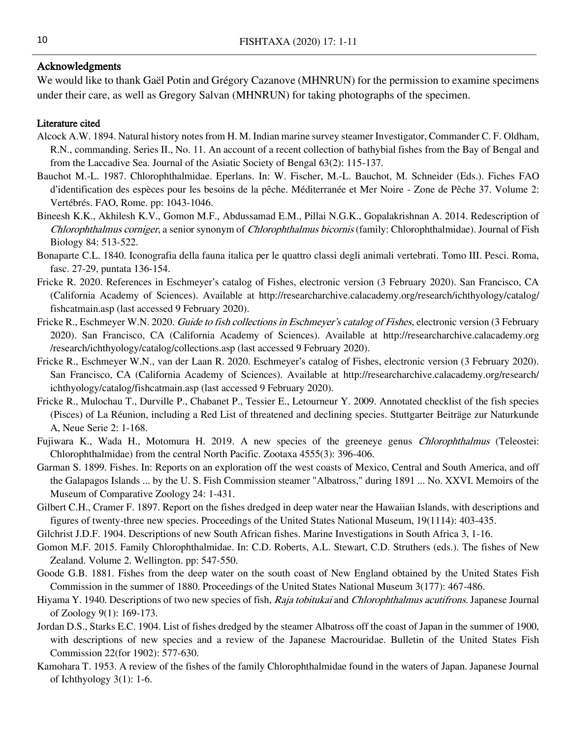## Acknowledgments

We would like to thank Gaël Potin and Grégory Cazanove (MHNRUN) for the permission to examine specimens under their care, as well as Gregory Salvan (MHNRUN) for taking photographs of the specimen.

## Literature cited

Alcock A.W. 1894. Natural history notes from H. M. Indian marine survey steamer Investigator, Commander C. F. Oldham, R.N., commanding. Series II., No. 11. An account of a recent collection of bathybial fishes from the Bay of Bengal and from the Laccadive Sea. Journal of the Asiatic Society of Bengal 63(2): 115-137.

Bauchot M.-L. 1987. Chlorophthalmidae. Eperlans. In: W. Fischer, M.-L. Bauchot, M. Schneider (Eds.). Fiches FAO d'identification des espèces pour les besoins de la pêche. Méditerranée et Mer Noire - Zone de Pêche 37. Volume 2: Vertébrés. FAO, Rome. pp: 1043-1046.

Bineesh K.K., Akhilesh K.V., Gomon M.F., Abdussamad E.M., Pillai N.G.K., Gopalakrishnan A. 2014. Redescription of *Chlorophthalmus corniger*, a senior synonym of *Chlorophthalmus bicornis* (family: Chlorophthalmidae). Journal of Fish Biology 84: 513-522.

Bonaparte C.L. 1840. Iconografia della fauna italica per le quattro classi degli animali vertebrati. Tomo III. Pesci. Roma, fasc. 27-29, puntata 136-154.

Fricke R. 2020. References in Eschmeyer's catalog of Fishes, electronic version (3 February 2020). San Francisco, CA (California Academy of Sciences). Available at http://researcharchive.calacademy.org/research/ichthyology/catalog/fishcatmain.asp (last accessed 9 February 2020).

Fricke R., Eschmeyer W.N. 2020. *Guide to fish collections in Eschmeyer's catalog of Fishes*, electronic version (3 February 2020). San Francisco, CA (California Academy of Sciences). Available at http://researcharchive.calacademy.org/research/ichthyology/catalog/collections.asp (last accessed 9 February 2020).

Fricke R., Eschmeyer W.N., van der Laan R. 2020. Eschmeyer's catalog of Fishes, electronic version (3 February 2020). San Francisco, CA (California Academy of Sciences). Available at http://researcharchive.calacademy.org/research/ichthyology/catalog/fishcatmain.asp (last accessed 9 February 2020).

Fricke R., Mulochau T., Durville P., Chabanet P., Tessier E., Letourneur Y. 2009. Annotated checklist of the fish species (Pisces) of La Réunion, including a Red List of threatened and declining species. Stuttgarter Beiträge zur Naturkunde A, Neue Serie 2: 1-168.

Fujiwara K., Wada H., Motomura H. 2019. A new species of the greeneye genus *Chlorophthalmus* (Teleostei: Chlorophthalmidae) from the central North Pacific. Zootaxa 4555(3): 396-406.

Garman S. 1899. Fishes. In: Reports on an exploration off the west coasts of Mexico, Central and South America, and off the Galapagos Islands ... by the U. S. Fish Commission steamer "Albatross," during 1891 ... No. XXVI. Memoirs of the Museum of Comparative Zoology 24: 1-431.

Gilbert C.H., Cramer F. 1897. Report on the fishes dredged in deep water near the Hawaiian Islands, with descriptions and figures of twenty-three new species. Proceedings of the United States National Museum, 19(1114): 403-435.

Gilchrist J.D.F. 1904. Descriptions of new South African fishes. Marine Investigations in South Africa 3, 1-16.

Gomon M.F. 2015. Family Chlorophthalmidae. In: C.D. Roberts, A.L. Stewart, C.D. Struthers (eds.). The fishes of New Zealand. Volume 2. Wellington. pp: 547-550.

Goode G.B. 1881. Fishes from the deep water on the south coast of New England obtained by the United States Fish Commission in the summer of 1880. Proceedings of the United States National Museum 3(177): 467-486.

Hiyama Y. 1940. Descriptions of two new species of fish, *Raja tobitukai* and *Chlorophthalmus acutifrons*. Japanese Journal of Zoology 9(1): 169-173.

Jordan D.S., Starks E.C. 1904. List of fishes dredged by the steamer Albatross off the coast of Japan in the summer of 1900, with descriptions of new species and a review of the Japanese Macrouridae. Bulletin of the United States Fish Commission 22(for 1902): 577-630.

Kamohara T. 1953. A review of the fishes of the family Chlorophthalmidae found in the waters of Japan. Japanese Journal of Ichthyology 3(1): 1-6.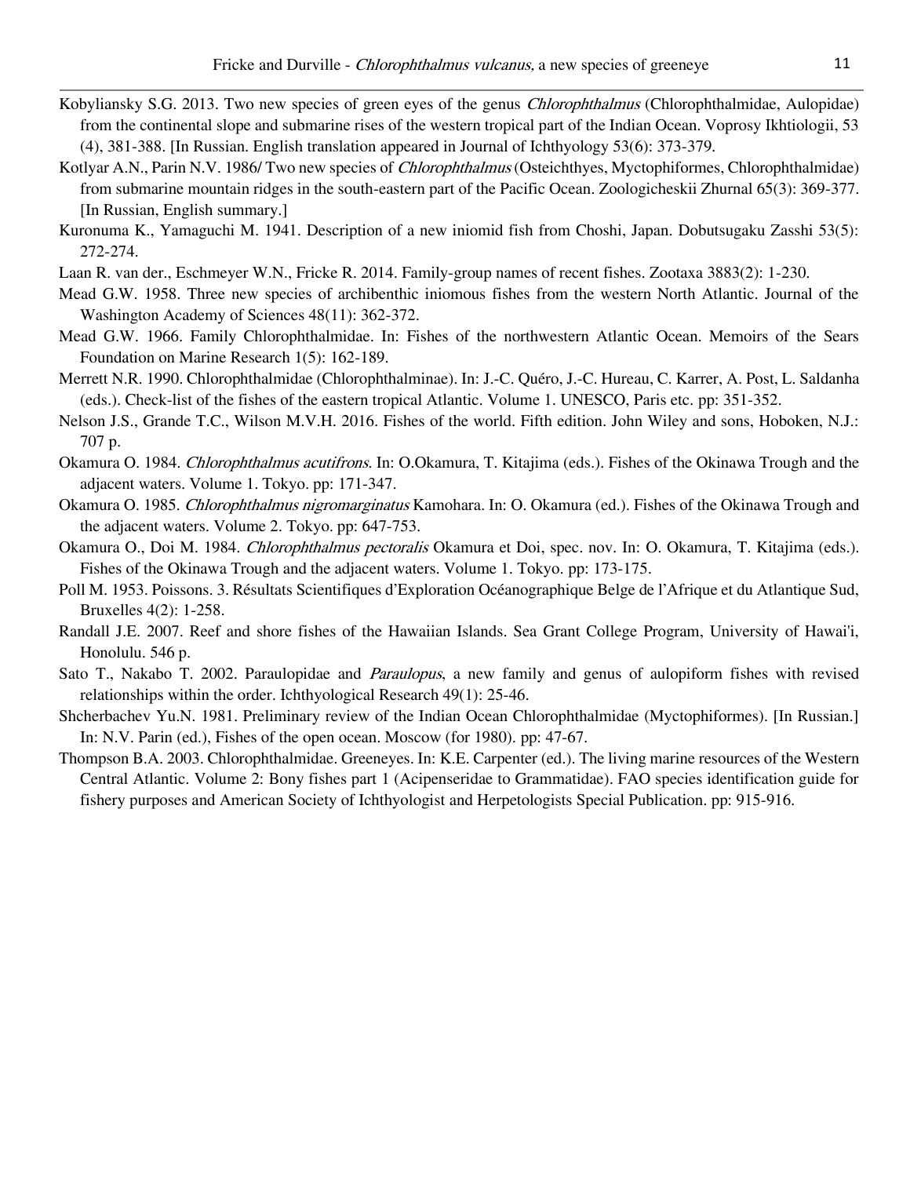Kobyliansky S.G. 2013. Two new species of green eyes of the genus *Chlorophthalmus* (Chlorophthalmidae, Aulopidae) from the continental slope and submarine rises of the western tropical part of the Indian Ocean. Voprosy Ikhtiologii, 53 (4), 381-388. [In Russian. English translation appeared in Journal of Ichthyology 53(6): 373-379.

Kotlyar A.N., Parin N.V. 1986/ Two new species of *Chlorophthalmus* (Osteichthyes, Myctophiformes, Chlorophthalmidae) from submarine mountain ridges in the south-eastern part of the Pacific Ocean. Zoologicheskii Zhurnal 65(3): 369-377. [In Russian, English summary.]

Kuronuma K., Yamaguchi M. 1941. Description of a new iniomid fish from Choshi, Japan. Dobutsugaku Zasshi 53(5): 272-274.

Laan R. van der., Eschmeyer W.N., Fricke R. 2014. Family-group names of recent fishes. Zootaxa 3883(2): 1-230.

Mead G.W. 1958. Three new species of archibenthic iniomous fishes from the western North Atlantic. Journal of the Washington Academy of Sciences 48(11): 362-372.

Mead G.W. 1966. Family Chlorophthalmidae. In: Fishes of the northwestern Atlantic Ocean. Memoirs of the Sears Foundation on Marine Research 1(5): 162-189.

Merrett N.R. 1990. Chlorophthalmidae (Chlorophthalminae). In: J.-C. Quéro, J.-C. Hureau, C. Karrer, A. Post, L. Saldanha (eds.). Check-list of the fishes of the eastern tropical Atlantic. Volume 1. UNESCO, Paris etc. pp: 351-352.

Nelson J.S., Grande T.C., Wilson M.V.H. 2016. Fishes of the world. Fifth edition. John Wiley and sons, Hoboken, N.J.: 707 p.

Okamura O. 1984. *Chlorophthalmus acutifrons*. In: O.Okamura, T. Kitajima (eds.). Fishes of the Okinawa Trough and the adjacent waters. Volume 1. Tokyo. pp: 171-347.

Okamura O. 1985. *Chlorophthalmus nigromarginatus* Kamohara. In: O. Okamura (ed.). Fishes of the Okinawa Trough and the adjacent waters. Volume 2. Tokyo. pp: 647-753.

Okamura O., Doi M. 1984. *Chlorophthalmus pectoralis* Okamura et Doi, spec. nov. In: O. Okamura, T. Kitajima (eds.). Fishes of the Okinawa Trough and the adjacent waters. Volume 1. Tokyo. pp: 173-175.

Poll M. 1953. Poissons. 3. Résultats Scientifiques d'Exploration Océanographique Belge de l'Afrique et du Atlantique Sud, Bruxelles 4(2): 1-258.

Randall J.E. 2007. Reef and shore fishes of the Hawaiian Islands. Sea Grant College Program, University of Hawai'i, Honolulu. 546 p.

Sato T., Nakabo T. 2002. Paraulopidae and *Paraulopus*, a new family and genus of aulopiform fishes with revised relationships within the order. Ichthyological Research 49(1): 25-46.

Shcherbachev Yu.N. 1981. Preliminary review of the Indian Ocean Chlorophthalmidae (Myctophiformes). [In Russian.] In: N.V. Parin (ed.), Fishes of the open ocean. Moscow (for 1980). pp: 47-67.

Thompson B.A. 2003. Chlorophthalmidae. Greeneyes. In: K.E. Carpenter (ed.). The living marine resources of the Western Central Atlantic. Volume 2: Bony fishes part 1 (Acipenseridae to Grammatidae). FAO species identification guide for fishery purposes and American Society of Ichthyologist and Herpetologists Special Publication. pp: 915-916.